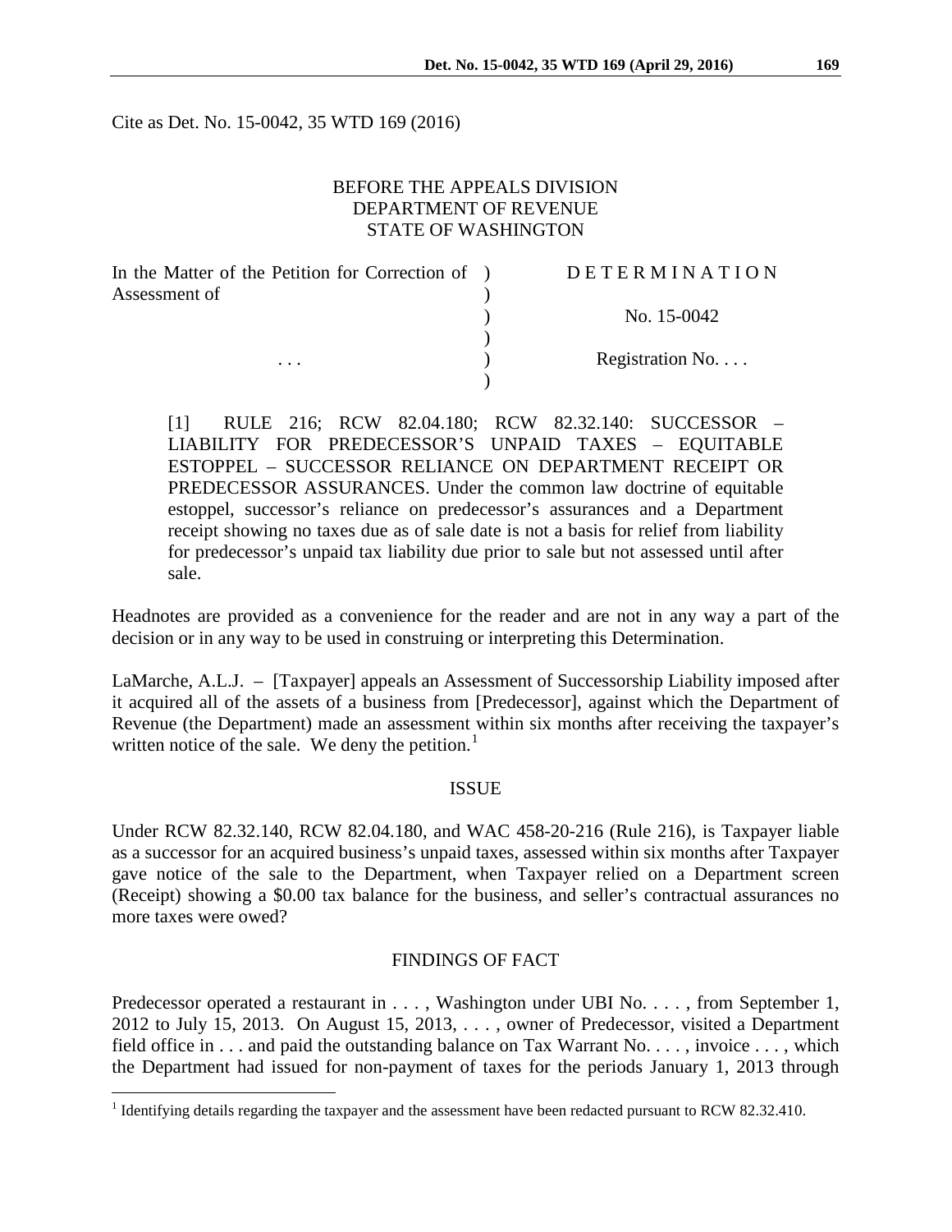Cite as Det. No. 15-0042, 35 WTD 169 (2016)

BEFORE THE APPEALS DIVISION
DEPARTMENT OF REVENUE
STATE OF WASHINGTON

| | | |
|---|---|---|
| In the Matter of the Petition for Correction of Assessment of | ) | D E T E R M I N A T I O N |
| | ) | No. 15-0042 |
| . . . | ) | Registration No. . . . |

[1] RULE 216; RCW 82.04.180; RCW 82.32.140: SUCCESSOR – LIABILITY FOR PREDECESSOR'S UNPAID TAXES – EQUITABLE ESTOPPEL – SUCCESSOR RELIANCE ON DEPARTMENT RECEIPT OR PREDECESSOR ASSURANCES. Under the common law doctrine of equitable estoppel, successor's reliance on predecessor's assurances and a Department receipt showing no taxes due as of sale date is not a basis for relief from liability for predecessor's unpaid tax liability due prior to sale but not assessed until after sale.

Headnotes are provided as a convenience for the reader and are not in any way a part of the decision or in any way to be used in construing or interpreting this Determination.

LaMarche, A.L.J. – [Taxpayer] appeals an Assessment of Successorship Liability imposed after it acquired all of the assets of a business from [Predecessor], against which the Department of Revenue (the Department) made an assessment within six months after receiving the taxpayer's written notice of the sale. We deny the petition.[1]

## ISSUE

Under RCW 82.32.140, RCW 82.04.180, and WAC 458-20-216 (Rule 216), is Taxpayer liable as a successor for an acquired business's unpaid taxes, assessed within six months after Taxpayer gave notice of the sale to the Department, when Taxpayer relied on a Department screen (Receipt) showing a $0.00 tax balance for the business, and seller's contractual assurances no more taxes were owed?

## FINDINGS OF FACT

Predecessor operated a restaurant in . . . , Washington under UBI No. . . . , from September 1, 2012 to July 15, 2013. On August 15, 2013, . . . , owner of Predecessor, visited a Department field office in . . . and paid the outstanding balance on Tax Warrant No. . . . , invoice . . . , which the Department had issued for non-payment of taxes for the periods January 1, 2013 through

[1] Identifying details regarding the taxpayer and the assessment have been redacted pursuant to RCW 82.32.410.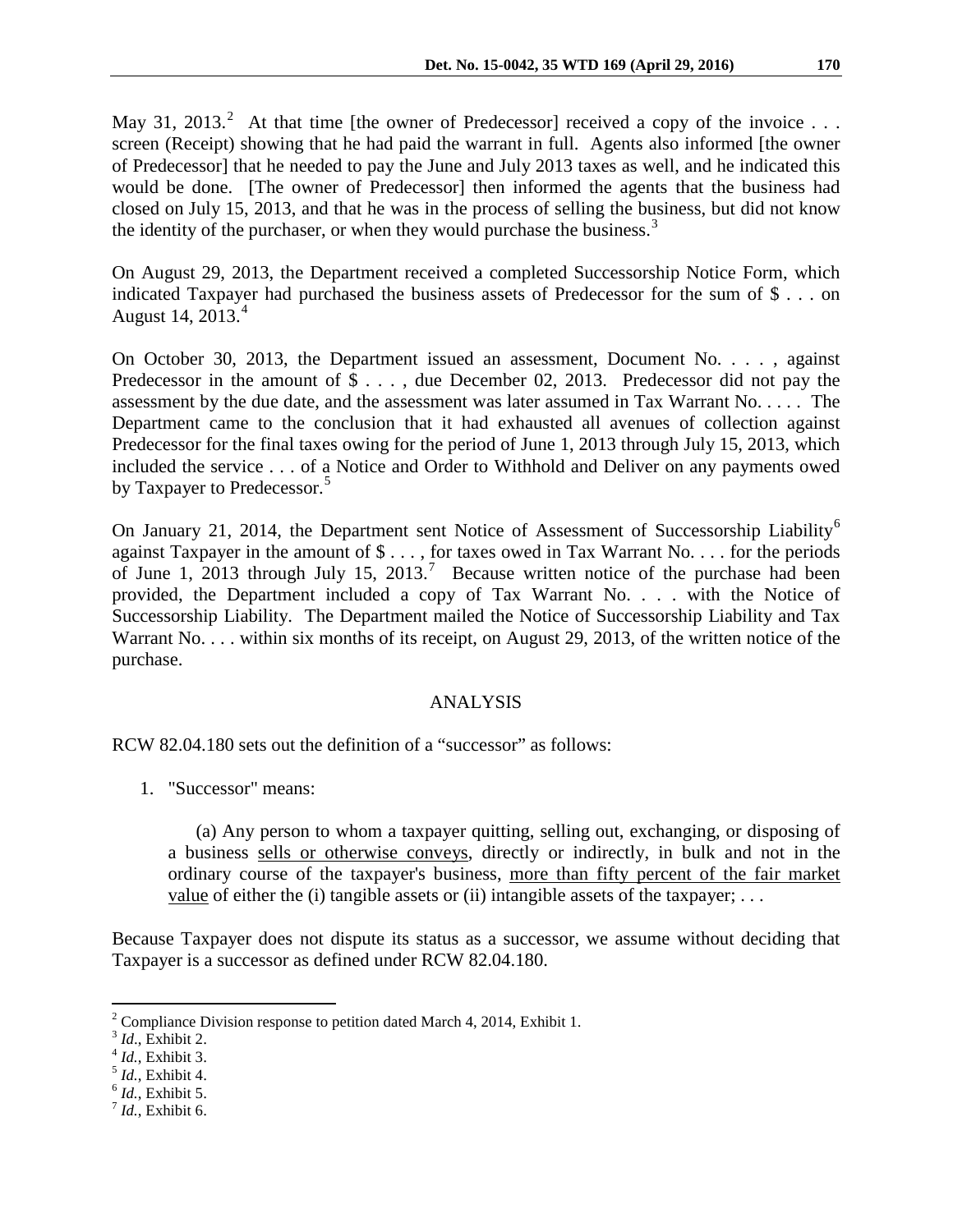May 31, 2013.[2] At that time [the owner of Predecessor] received a copy of the invoice . . . screen (Receipt) showing that he had paid the warrant in full. Agents also informed [the owner of Predecessor] that he needed to pay the June and July 2013 taxes as well, and he indicated this would be done. [The owner of Predecessor] then informed the agents that the business had closed on July 15, 2013, and that he was in the process of selling the business, but did not know the identity of the purchaser, or when they would purchase the business.[3]

On August 29, 2013, the Department received a completed Successorship Notice Form, which indicated Taxpayer had purchased the business assets of Predecessor for the sum of $ . . . on August 14, 2013.[4]

On October 30, 2013, the Department issued an assessment, Document No. . . . , against Predecessor in the amount of $ . . . , due December 02, 2013. Predecessor did not pay the assessment by the due date, and the assessment was later assumed in Tax Warrant No. . . . . The Department came to the conclusion that it had exhausted all avenues of collection against Predecessor for the final taxes owing for the period of June 1, 2013 through July 15, 2013, which included the service . . . of a Notice and Order to Withhold and Deliver on any payments owed by Taxpayer to Predecessor.[5]

On January 21, 2014, the Department sent Notice of Assessment of Successorship Liability[6] against Taxpayer in the amount of $ . . . , for taxes owed in Tax Warrant No. . . . for the periods of June 1, 2013 through July 15, 2013.[7] Because written notice of the purchase had been provided, the Department included a copy of Tax Warrant No. . . . with the Notice of Successorship Liability. The Department mailed the Notice of Successorship Liability and Tax Warrant No. . . . within six months of its receipt, on August 29, 2013, of the written notice of the purchase.

## ANALYSIS

RCW 82.04.180 sets out the definition of a "successor" as follows:

1. "Successor" means:

   (a) Any person to whom a taxpayer quitting, selling out, exchanging, or disposing of a business <u>sells or otherwise conveys</u>, directly or indirectly, in bulk and not in the ordinary course of the taxpayer's business, <u>more than fifty percent of the fair market value</u> of either the (i) tangible assets or (ii) intangible assets of the taxpayer; . . .

Because Taxpayer does not dispute its status as a successor, we assume without deciding that Taxpayer is a successor as defined under RCW 82.04.180.

---

[2] Compliance Division response to petition dated March 4, 2014, Exhibit 1.
[3] *Id*., Exhibit 2.
[4] *Id.*, Exhibit 3.
[5] *Id.*, Exhibit 4.
[6] *Id.*, Exhibit 5.
[7] *Id.*, Exhibit 6.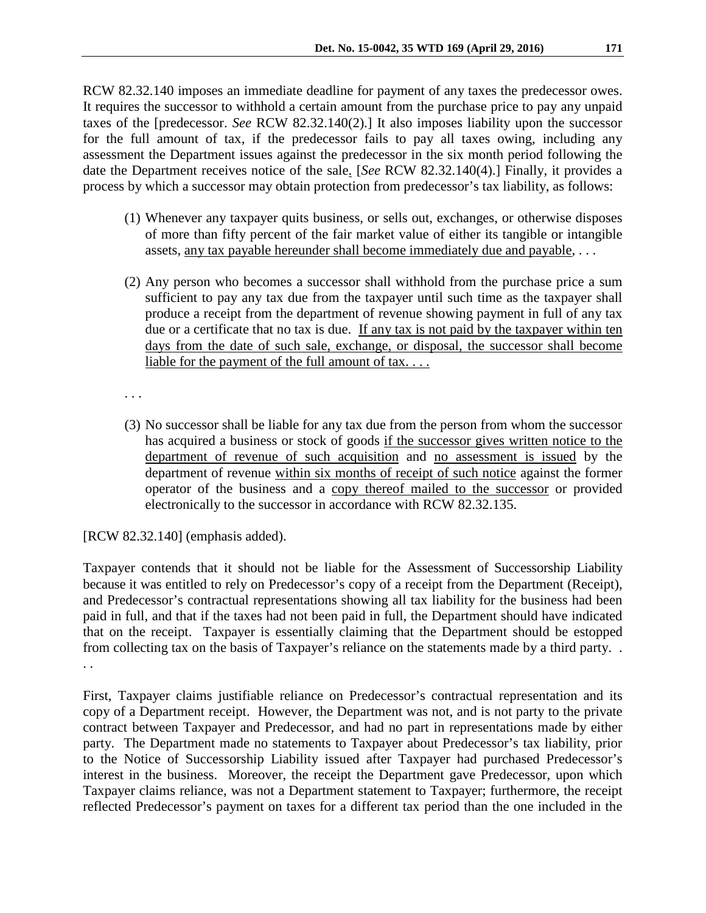RCW 82.32.140 imposes an immediate deadline for payment of any taxes the predecessor owes. It requires the successor to withhold a certain amount from the purchase price to pay any unpaid taxes of the [predecessor. *See* RCW 82.32.140(2).] It also imposes liability upon the successor for the full amount of tax, if the predecessor fails to pay all taxes owing, including any assessment the Department issues against the predecessor in the six month period following the date the Department receives notice of the sale. [*See* RCW 82.32.140(4).] Finally, it provides a process by which a successor may obtain protection from predecessor's tax liability, as follows:

> (1) Whenever any taxpayer quits business, or sells out, exchanges, or otherwise disposes of more than fifty percent of the fair market value of either its tangible or intangible assets, any tax payable hereunder shall become immediately due and payable, . . .
>
> (2) Any person who becomes a successor shall withhold from the purchase price a sum sufficient to pay any tax due from the taxpayer until such time as the taxpayer shall produce a receipt from the department of revenue showing payment in full of any tax due or a certificate that no tax is due. If any tax is not paid by the taxpayer within ten days from the date of such sale, exchange, or disposal, the successor shall become liable for the payment of the full amount of tax. . . .
>
> . . .
>
> (3) No successor shall be liable for any tax due from the person from whom the successor has acquired a business or stock of goods if the successor gives written notice to the department of revenue of such acquisition and no assessment is issued by the department of revenue within six months of receipt of such notice against the former operator of the business and a copy thereof mailed to the successor or provided electronically to the successor in accordance with RCW 82.32.135.

[RCW 82.32.140] (emphasis added).

Taxpayer contends that it should not be liable for the Assessment of Successorship Liability because it was entitled to rely on Predecessor's copy of a receipt from the Department (Receipt), and Predecessor's contractual representations showing all tax liability for the business had been paid in full, and that if the taxes had not been paid in full, the Department should have indicated that on the receipt. Taxpayer is essentially claiming that the Department should be estopped from collecting tax on the basis of Taxpayer's reliance on the statements made by a third party. . . .

First, Taxpayer claims justifiable reliance on Predecessor's contractual representation and its copy of a Department receipt. However, the Department was not, and is not party to the private contract between Taxpayer and Predecessor, and had no part in representations made by either party. The Department made no statements to Taxpayer about Predecessor's tax liability, prior to the Notice of Successorship Liability issued after Taxpayer had purchased Predecessor's interest in the business. Moreover, the receipt the Department gave Predecessor, upon which Taxpayer claims reliance, was not a Department statement to Taxpayer; furthermore, the receipt reflected Predecessor's payment on taxes for a different tax period than the one included in the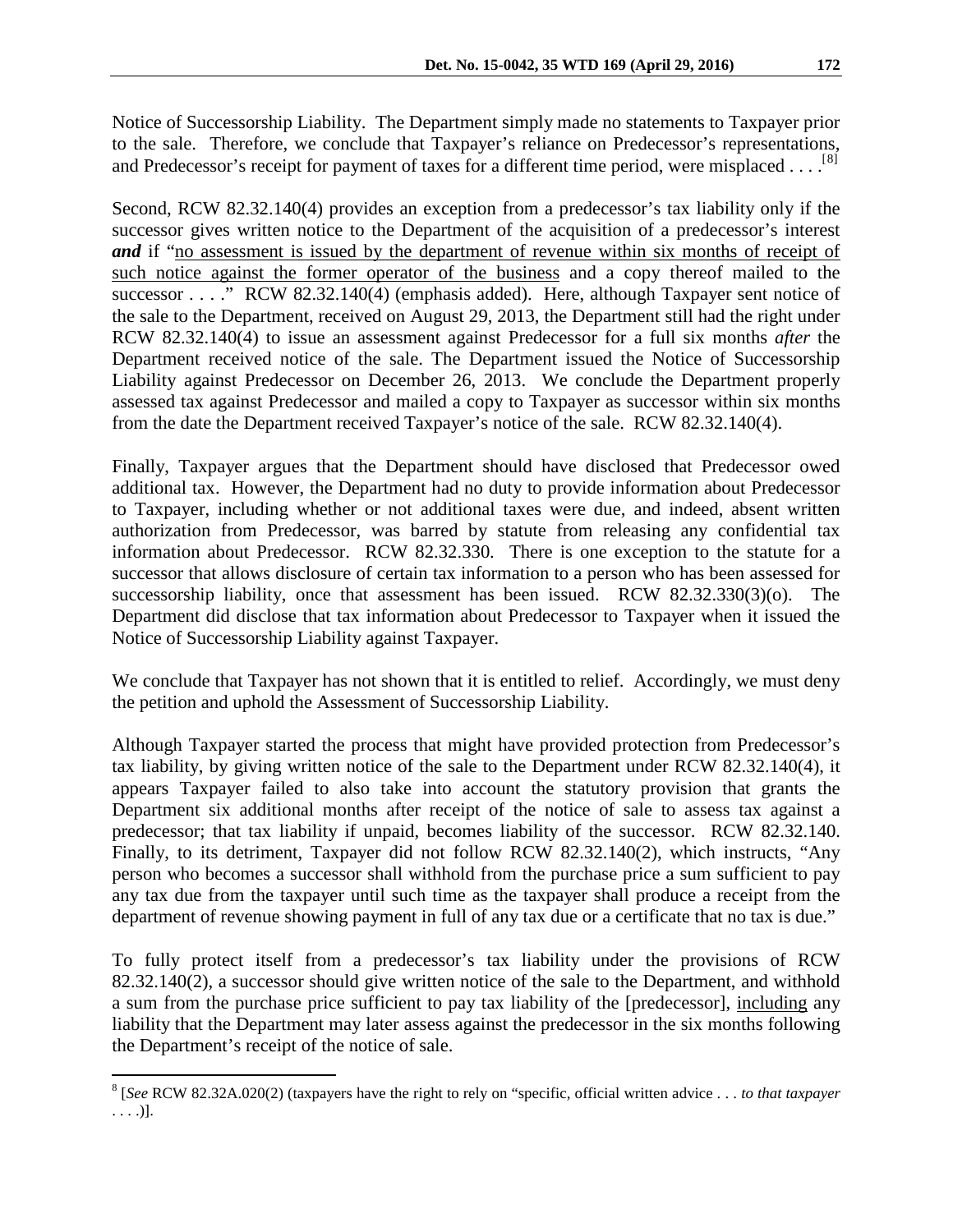Notice of Successorship Liability. The Department simply made no statements to Taxpayer prior to the sale. Therefore, we conclude that Taxpayer's reliance on Predecessor's representations, and Predecessor's receipt for payment of taxes for a different time period, were misplaced . . . .[8]

Second, RCW 82.32.140(4) provides an exception from a predecessor's tax liability only if the successor gives written notice to the Department of the acquisition of a predecessor's interest ***and*** if "<u>no assessment is issued by the department of revenue within six months of receipt of such notice against the former operator of the business</u> and a copy thereof mailed to the successor . . . ." RCW 82.32.140(4) (emphasis added). Here, although Taxpayer sent notice of the sale to the Department, received on August 29, 2013, the Department still had the right under RCW 82.32.140(4) to issue an assessment against Predecessor for a full six months *after* the Department received notice of the sale. The Department issued the Notice of Successorship Liability against Predecessor on December 26, 2013. We conclude the Department properly assessed tax against Predecessor and mailed a copy to Taxpayer as successor within six months from the date the Department received Taxpayer's notice of the sale. RCW 82.32.140(4).

Finally, Taxpayer argues that the Department should have disclosed that Predecessor owed additional tax. However, the Department had no duty to provide information about Predecessor to Taxpayer, including whether or not additional taxes were due, and indeed, absent written authorization from Predecessor, was barred by statute from releasing any confidential tax information about Predecessor. RCW 82.32.330. There is one exception to the statute for a successor that allows disclosure of certain tax information to a person who has been assessed for successorship liability, once that assessment has been issued. RCW 82.32.330(3)(o). The Department did disclose that tax information about Predecessor to Taxpayer when it issued the Notice of Successorship Liability against Taxpayer.

We conclude that Taxpayer has not shown that it is entitled to relief. Accordingly, we must deny the petition and uphold the Assessment of Successorship Liability.

Although Taxpayer started the process that might have provided protection from Predecessor's tax liability, by giving written notice of the sale to the Department under RCW 82.32.140(4), it appears Taxpayer failed to also take into account the statutory provision that grants the Department six additional months after receipt of the notice of sale to assess tax against a predecessor; that tax liability if unpaid, becomes liability of the successor. RCW 82.32.140. Finally, to its detriment, Taxpayer did not follow RCW 82.32.140(2), which instructs, "Any person who becomes a successor shall withhold from the purchase price a sum sufficient to pay any tax due from the taxpayer until such time as the taxpayer shall produce a receipt from the department of revenue showing payment in full of any tax due or a certificate that no tax is due."

To fully protect itself from a predecessor's tax liability under the provisions of RCW 82.32.140(2), a successor should give written notice of the sale to the Department, and withhold a sum from the purchase price sufficient to pay tax liability of the [predecessor], <u>including</u> any liability that the Department may later assess against the predecessor in the six months following the Department's receipt of the notice of sale.

---

[8] [*See* RCW 82.32A.020(2) (taxpayers have the right to rely on "specific, official written advice . . . *to that taxpayer* . . . .)].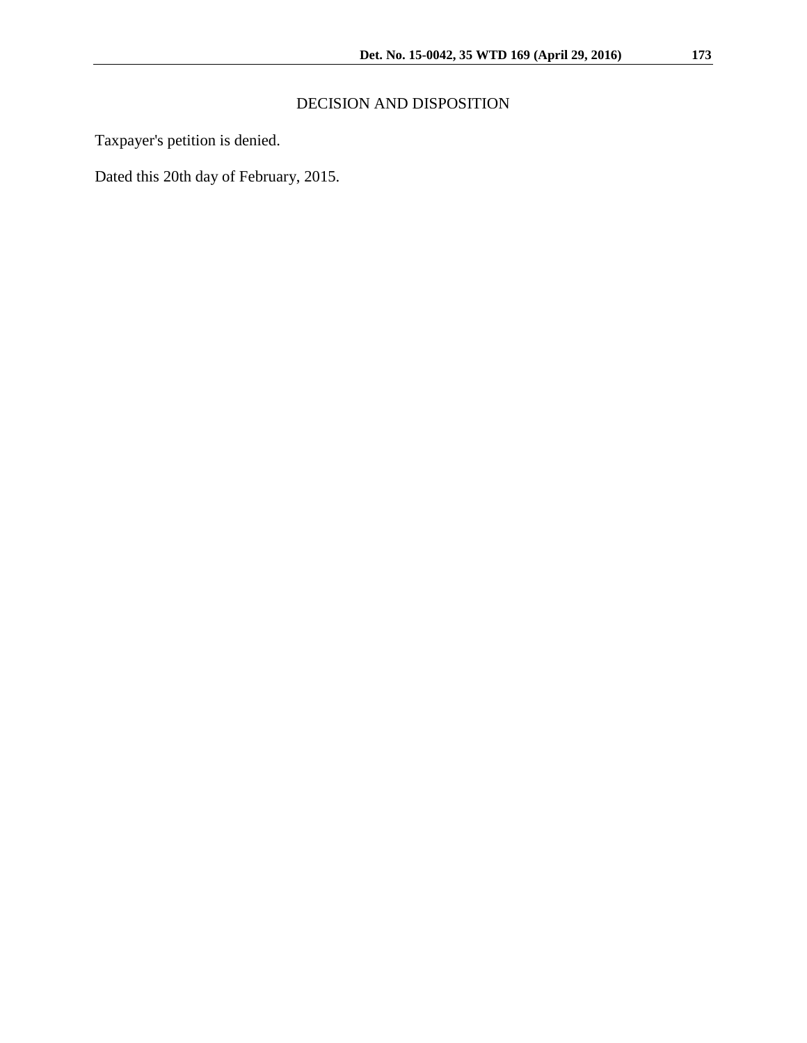## DECISION AND DISPOSITION

Taxpayer's petition is denied.

Dated this 20th day of February, 2015.